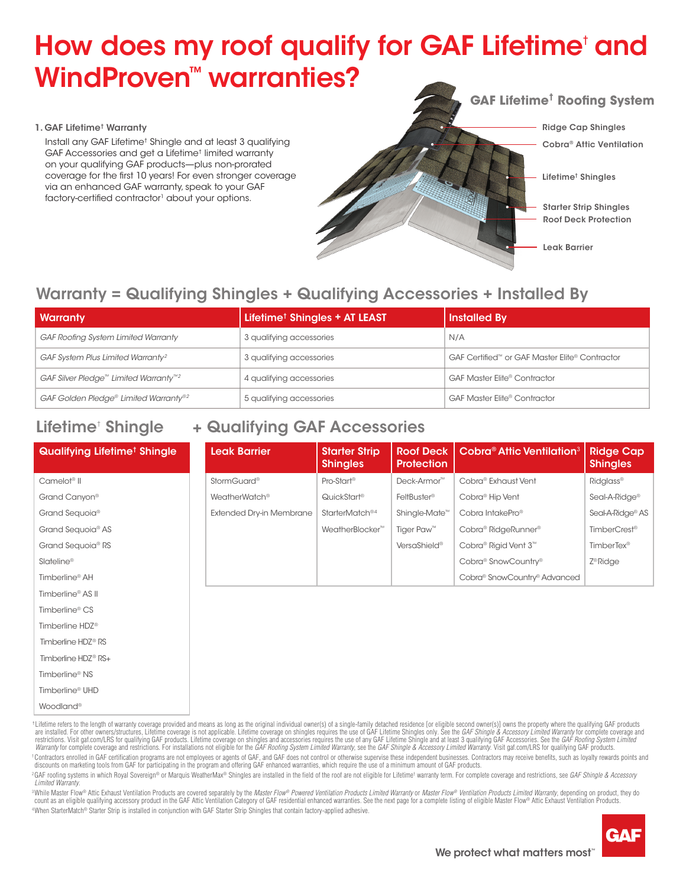# How does my roof qualify for GAF Lifetime† and WindProven™ warranties?

**1. GAF Lifetime† Warranty**

Install any GAF Lifetime† Shingle and at least 3 qualifying GAF Accessories and get a Lifetime† limited warranty on your qualifying GAF products—plus non-prorated coverage for the first 10 years! For even stronger coverage via an enhanced GAF warranty, speak to your GAF factory-certified contractor[1] about your options.

**GAF Lifetime† Roofing System**

- Ridge Cap Shingles
- Cobra® Attic Ventilation
- Lifetime† Shingles
- Starter Strip Shingles
- Roof Deck Protection
- Leak Barrier

## Warranty = Qualifying Shingles + Qualifying Accessories + Installed By

| Warranty | Lifetime† Shingles + AT LEAST | Installed By |
|---|---|---|
| *GAF Roofing System Limited Warranty* | 3 qualifying accessories | N/A |
| *GAF System Plus Limited Warranty*[2] | 3 qualifying accessories | GAF Certified™ or GAF Master Elite® Contractor |
| *GAF Silver Pledge™ Limited Warranty™*[2] | 4 qualifying accessories | GAF Master Elite® Contractor |
| *GAF Golden Pledge® Limited Warranty®*[2] | 5 qualifying accessories | GAF Master Elite® Contractor |

## Lifetime† Shingle + Qualifying GAF Accessories

| Qualifying Lifetime† Shingle |
|---|
| Camelot® II |
| Grand Canyon® |
| Grand Sequoia® |
| Grand Sequoia® AS |
| Grand Sequoia® RS |
| Slateline® |
| Timberline® AH |
| Timberline® AS II |
| Timberline® CS |
| Timberline HDZ® |
| Timberline HDZ® RS |
| Timberline HDZ® RS+ |
| Timberline® NS |
| Timberline® UHD |
| Woodland® |

| Leak Barrier | Starter Strip Shingles | Roof Deck Protection | Cobra® Attic Ventilation[3] | Ridge Cap Shingles |
|---|---|---|---|---|
| StormGuard® | Pro-Start® | Deck-Armor™ | Cobra® Exhaust Vent | Ridglass® |
| WeatherWatch® | QuickStart® | FeltBuster® | Cobra® Hip Vent | Seal-A-Ridge® |
| Extended Dry-in Membrane | StarterMatch®[4] | Shingle-Mate™ | Cobra IntakePro® | Seal-A-Ridge® AS |
| | WeatherBlocker™ | Tiger Paw™ | Cobra® RidgeRunner® | TimberCrest® |
| | | VersaShield® | Cobra® Rigid Vent 3™ | TimberTex® |
| | | | Cobra® SnowCountry® | Z®Ridge |
| | | | Cobra® SnowCountry® Advanced | |

†Lifetime refers to the length of warranty coverage provided and means as long as the original individual owner(s) of a single-family detached residence [or eligible second owner(s)] owns the property where the qualifying GAF products are installed. For other owners/structures, Lifetime coverage is not applicable. Lifetime coverage on shingles requires the use of GAF Lifetime Shingles only. See the *GAF Shingle & Accessory Limited Warranty* for complete coverage and restrictions. Visit gaf.com/LRS for qualifying GAF products. Lifetime coverage on shingles and accessories requires the use of any GAF Lifetime Shingle and at least 3 qualifying GAF Accessories. See the *GAF Roofing System Limited Warranty* for complete coverage and restrictions. For installations not eligible for the *GAF Roofing System Limited Warranty*, see the *GAF Shingle & Accessory Limited Warranty*. Visit gaf.com/LRS for qualifying GAF products.

[1] Contractors enrolled in GAF certification programs are not employees or agents of GAF, and GAF does not control or otherwise supervise these independent businesses. Contractors may receive benefits, such as loyalty rewards points and discounts on marketing tools from GAF for participating in the program and offering GAF enhanced warranties, which require the use of a minimum amount of GAF products.

[2] GAF roofing systems in which Royal Sovereign® or Marquis WeatherMax® Shingles are installed in the field of the roof are not eligible for Lifetime† warranty term. For complete coverage and restrictions, see *GAF Shingle & Accessory Limited Warranty*.

[3] While Master Flow® Attic Exhaust Ventilation Products are covered separately by the *Master Flow® Powered Ventilation Products Limited Warranty* or *Master Flow® Ventilation Products Limited Warranty*, depending on product, they do count as an eligible qualifying accessory product in the GAF Attic Ventilation Category of GAF residential enhanced warranties. See the next page for a complete listing of eligible Master Flow® Attic Exhaust Ventilation Products.

[4] When StarterMatch® Starter Strip is installed in conjunction with GAF Starter Strip Shingles that contain factory-applied adhesive.

GAF

We protect what matters most™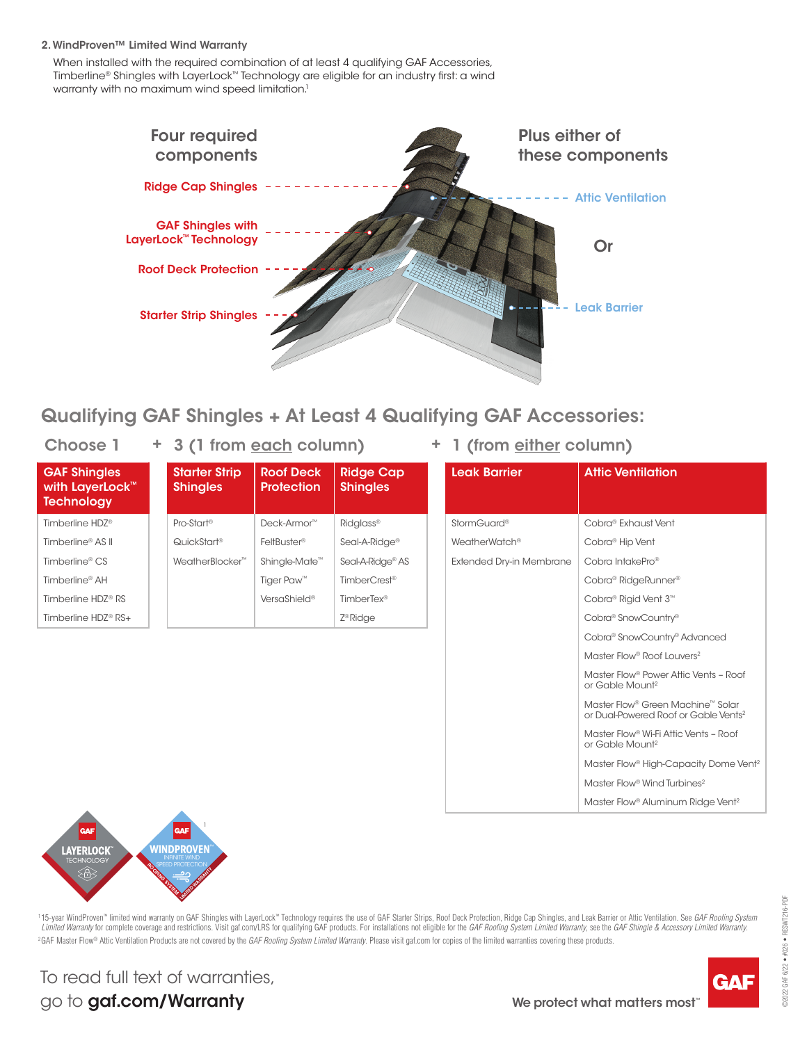## 2. WindProven™ Limited Wind Warranty

When installed with the required combination of at least 4 qualifying GAF Accessories, Timberline® Shingles with LayerLock™ Technology are eligible for an industry first: a wind warranty with no maximum wind speed limitation.[1]

Four required components

Ridge Cap Shingles

GAF Shingles with LayerLock™ Technology

Roof Deck Protection

Starter Strip Shingles

Plus either of these components

Attic Ventilation

Or

Leak Barrier

## Qualifying GAF Shingles + At Least 4 Qualifying GAF Accessories:

Choose 1 + 3 (1 from each column) + 1 (from either column)

| GAF Shingles with LayerLock™ Technology | Starter Strip Shingles | Roof Deck Protection | Ridge Cap Shingles | Leak Barrier | Attic Ventilation |
|---|---|---|---|---|---|
| Timberline HDZ® | Pro-Start® | Deck-Armor™ | Ridglass® | StormGuard® | Cobra® Exhaust Vent |
| Timberline® AS II | QuickStart® | FeltBuster® | Seal-A-Ridge® | WeatherWatch® | Cobra® Hip Vent |
| Timberline® CS | WeatherBlocker™ | Shingle-Mate™ | Seal-A-Ridge® AS | Extended Dry-in Membrane | Cobra IntakePro® |
| Timberline® AH | | Tiger Paw™ | TimberCrest® | | Cobra® RidgeRunner® |
| Timberline HDZ® RS | | VersaShield® | TimberTex® | | Cobra® Rigid Vent 3™ |
| Timberline HDZ® RS+ | | | Z® Ridge | | Cobra® SnowCountry® |
| | | | | | Cobra® SnowCountry® Advanced |
| | | | | | Master Flow® Roof Louvers[2] |
| | | | | | Master Flow® Power Attic Vents – Roof or Gable Mount[2] |
| | | | | | Master Flow® Green Machine™ Solar or Dual-Powered Roof or Gable Vents[2] |
| | | | | | Master Flow® Wi-Fi Attic Vents – Roof or Gable Mount[2] |
| | | | | | Master Flow® High-Capacity Dome Vent[2] |
| | | | | | Master Flow® Wind Turbines[2] |
| | | | | | Master Flow® Aluminum Ridge Vent[2] |

GAF LAYERLOCK™ TECHNOLOGY

GAF WINDPROVEN™ INFINITE WIND SPEED PROTECTION ROOFING SYSTEM LIMITED WARRANTY[1]

[1]15-year WindProven™ limited wind warranty on GAF Shingles with LayerLock™ Technology requires the use of GAF Starter Strips, Roof Deck Protection, Ridge Cap Shingles, and Leak Barrier or Attic Ventilation. See *GAF Roofing System Limited Warranty* for complete coverage and restrictions. Visit gaf.com/LRS for qualifying GAF products. For installations not eligible for the *GAF Roofing System Limited Warranty*, see the *GAF Shingle & Accessory Limited Warranty*.

[2]GAF Master Flow® Attic Ventilation Products are not covered by the *GAF Roofing System Limited Warranty*. Please visit gaf.com for copies of the limited warranties covering these products.

To read full text of warranties, go to **gaf.com/Warranty**

We protect what matters most™

GAF

©2022 GAF 6/22 • #026 • RESWT216-PDF